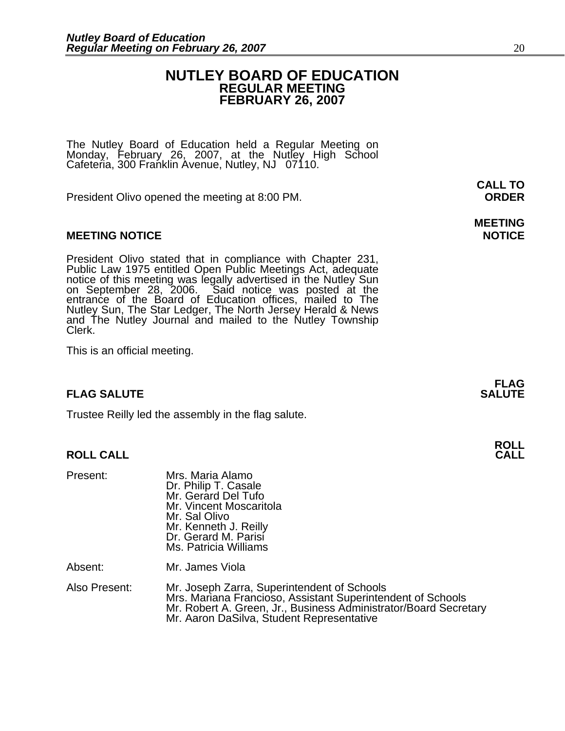# NUTLEY BOARD OF EDUCATION
## REGULAR MEETING
## FEBRUARY 26, 2007

The Nutley Board of Education held a Regular Meeting on Monday, February 26, 2007, at the Nutley High School Cafeteria, 300 Franklin Avenue, Nutley, NJ 07110.

**CALL TO ORDER**

President Olivo opened the meeting at 8:00 PM.

**MEETING NOTICE**

President Olivo stated that in compliance with Chapter 231, Public Law 1975 entitled Open Public Meetings Act, adequate notice of this meeting was legally advertised in the Nutley Sun on September 28, 2006. Said notice was posted at the entrance of the Board of Education offices, mailed to The Nutley Sun, The Star Ledger, The North Jersey Herald & News and The Nutley Journal and mailed to the Nutley Township Clerk.

This is an official meeting.

**FLAG SALUTE**

Trustee Reilly led the assembly in the flag salute.

**ROLL CALL**

Present:
- Mrs. Maria Alamo
- Dr. Philip T. Casale
- Mr. Gerard Del Tufo
- Mr. Vincent Moscaritola
- Mr. Sal Olivo
- Mr. Kenneth J. Reilly
- Dr. Gerard M. Parisi
- Ms. Patricia Williams

Absent: Mr. James Viola

Also Present:
- Mr. Joseph Zarra, Superintendent of Schools
- Mrs. Mariana Francioso, Assistant Superintendent of Schools
- Mr. Robert A. Green, Jr., Business Administrator/Board Secretary
- Mr. Aaron DaSilva, Student Representative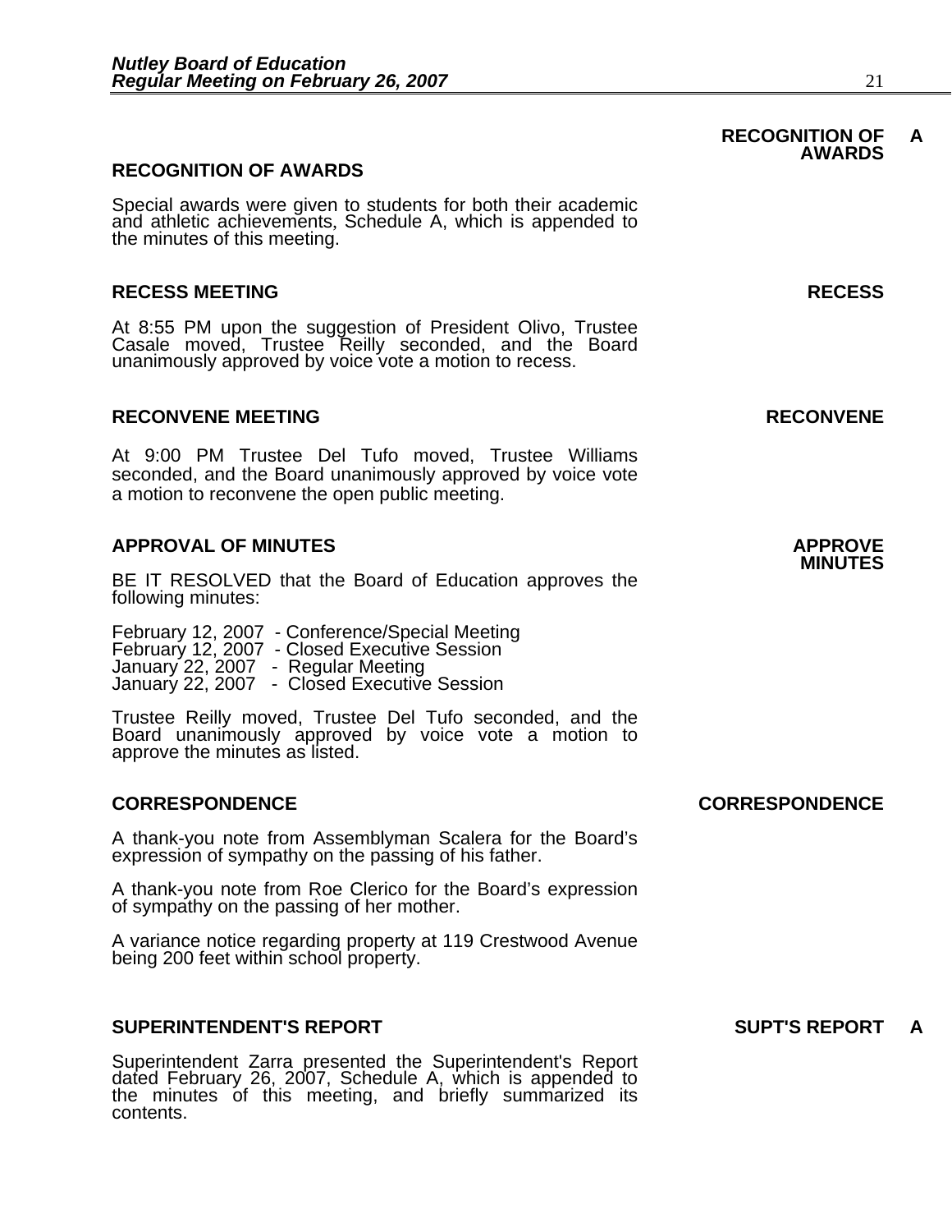**RECOGNITION OF AWARDS**

RECOGNITION OF AWARDS — A

Special awards were given to students for both their academic and athletic achievements, Schedule A, which is appended to the minutes of this meeting.

**RECESS MEETING**

RECESS

At 8:55 PM upon the suggestion of President Olivo, Trustee Casale moved, Trustee Reilly seconded, and the Board unanimously approved by voice vote a motion to recess.

**RECONVENE MEETING**

RECONVENE

At 9:00 PM Trustee Del Tufo moved, Trustee Williams seconded, and the Board unanimously approved by voice vote a motion to reconvene the open public meeting.

**APPROVAL OF MINUTES**

APPROVE MINUTES

BE IT RESOLVED that the Board of Education approves the following minutes:

February 12, 2007 - Conference/Special Meeting
February 12, 2007 - Closed Executive Session
January 22, 2007 - Regular Meeting
January 22, 2007 - Closed Executive Session

Trustee Reilly moved, Trustee Del Tufo seconded, and the Board unanimously approved by voice vote a motion to approve the minutes as listed.

**CORRESPONDENCE**

CORRESPONDENCE

A thank-you note from Assemblyman Scalera for the Board's expression of sympathy on the passing of his father.

A thank-you note from Roe Clerico for the Board's expression of sympathy on the passing of her mother.

A variance notice regarding property at 119 Crestwood Avenue being 200 feet within school property.

**SUPERINTENDENT'S REPORT**

SUPT'S REPORT — A

Superintendent Zarra presented the Superintendent's Report dated February 26, 2007, Schedule A, which is appended to the minutes of this meeting, and briefly summarized its contents.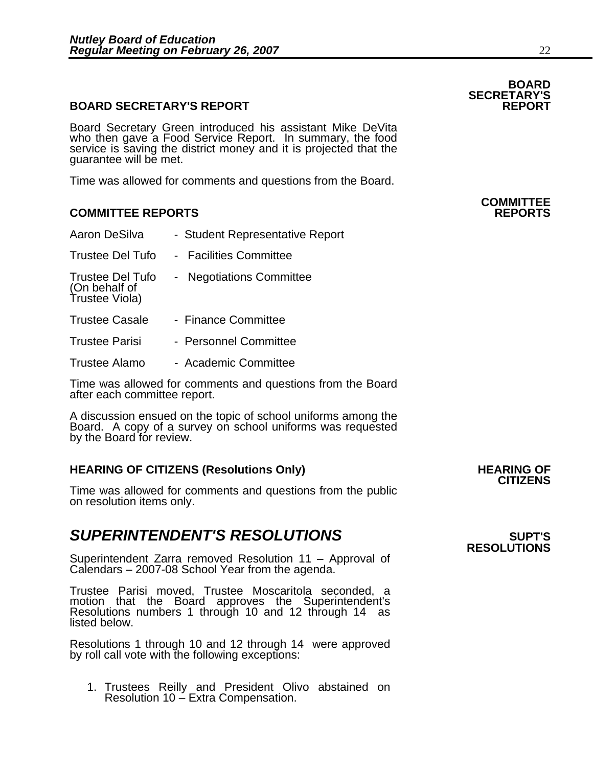## BOARD SECRETARY'S REPORT

**BOARD SECRETARY'S REPORT**

Board Secretary Green introduced his assistant Mike DeVita who then gave a Food Service Report. In summary, the food service is saving the district money and it is projected that the guarantee will be met.

Time was allowed for comments and questions from the Board.

## COMMITTEE REPORTS

**COMMITTEE REPORTS**

| | |
|---|---|
| Aaron DeSilva | - Student Representative Report |
| Trustee Del Tufo | - Facilities Committee |
| Trustee Del Tufo (On behalf of Trustee Viola) | - Negotiations Committee |
| Trustee Casale | - Finance Committee |
| Trustee Parisi | - Personnel Committee |
| Trustee Alamo | - Academic Committee |

Time was allowed for comments and questions from the Board after each committee report.

A discussion ensued on the topic of school uniforms among the Board. A copy of a survey on school uniforms was requested by the Board for review.

## HEARING OF CITIZENS (Resolutions Only)

**HEARING OF CITIZENS**

Time was allowed for comments and questions from the public on resolution items only.

## *SUPERINTENDENT'S RESOLUTIONS*

**SUPT'S RESOLUTIONS**

Superintendent Zarra removed Resolution 11 – Approval of Calendars – 2007-08 School Year from the agenda.

Trustee Parisi moved, Trustee Moscaritola seconded, a motion that the Board approves the Superintendent's Resolutions numbers 1 through 10 and 12 through 14 as listed below.

Resolutions 1 through 10 and 12 through 14 were approved by roll call vote with the following exceptions:

1. Trustees Reilly and President Olivo abstained on Resolution 10 – Extra Compensation.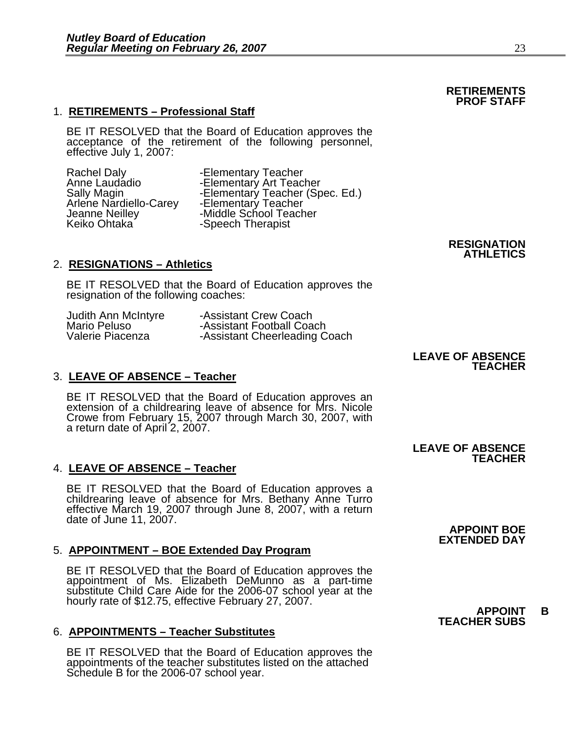**RETIREMENTS PROF STAFF**

1. **RETIREMENTS – Professional Staff**

   BE IT RESOLVED that the Board of Education approves the acceptance of the retirement of the following personnel, effective July 1, 2007:

   | | |
   |---|---|
   | Rachel Daly | -Elementary Teacher |
   | Anne Laudadio | -Elementary Art Teacher |
   | Sally Magin | -Elementary Teacher (Spec. Ed.) |
   | Arlene Nardiello-Carey | -Elementary Teacher |
   | Jeanne Neilley | -Middle School Teacher |
   | Keiko Ohtaka | -Speech Therapist |

**RESIGNATION ATHLETICS**

2. **RESIGNATIONS – Athletics**

   BE IT RESOLVED that the Board of Education approves the resignation of the following coaches:

   | | |
   |---|---|
   | Judith Ann McIntyre | -Assistant Crew Coach |
   | Mario Peluso | -Assistant Football Coach |
   | Valerie Piacenza | -Assistant Cheerleading Coach |

**LEAVE OF ABSENCE TEACHER**

3. **LEAVE OF ABSENCE – Teacher**

   BE IT RESOLVED that the Board of Education approves an extension of a childrearing leave of absence for Mrs. Nicole Crowe from February 15, 2007 through March 30, 2007, with a return date of April 2, 2007.

**LEAVE OF ABSENCE TEACHER**

4. **LEAVE OF ABSENCE – Teacher**

   BE IT RESOLVED that the Board of Education approves a childrearing leave of absence for Mrs. Bethany Anne Turro effective March 19, 2007 through June 8, 2007, with a return date of June 11, 2007.

**APPOINT BOE EXTENDED DAY**

5. **APPOINTMENT – BOE Extended Day Program**

   BE IT RESOLVED that the Board of Education approves the appointment of Ms. Elizabeth DeMunno as a part-time substitute Child Care Aide for the 2006-07 school year at the hourly rate of $12.75, effective February 27, 2007.

**APPOINT B TEACHER SUBS**

6. **APPOINTMENTS – Teacher Substitutes**

   BE IT RESOLVED that the Board of Education approves the appointments of the teacher substitutes listed on the attached Schedule B for the 2006-07 school year.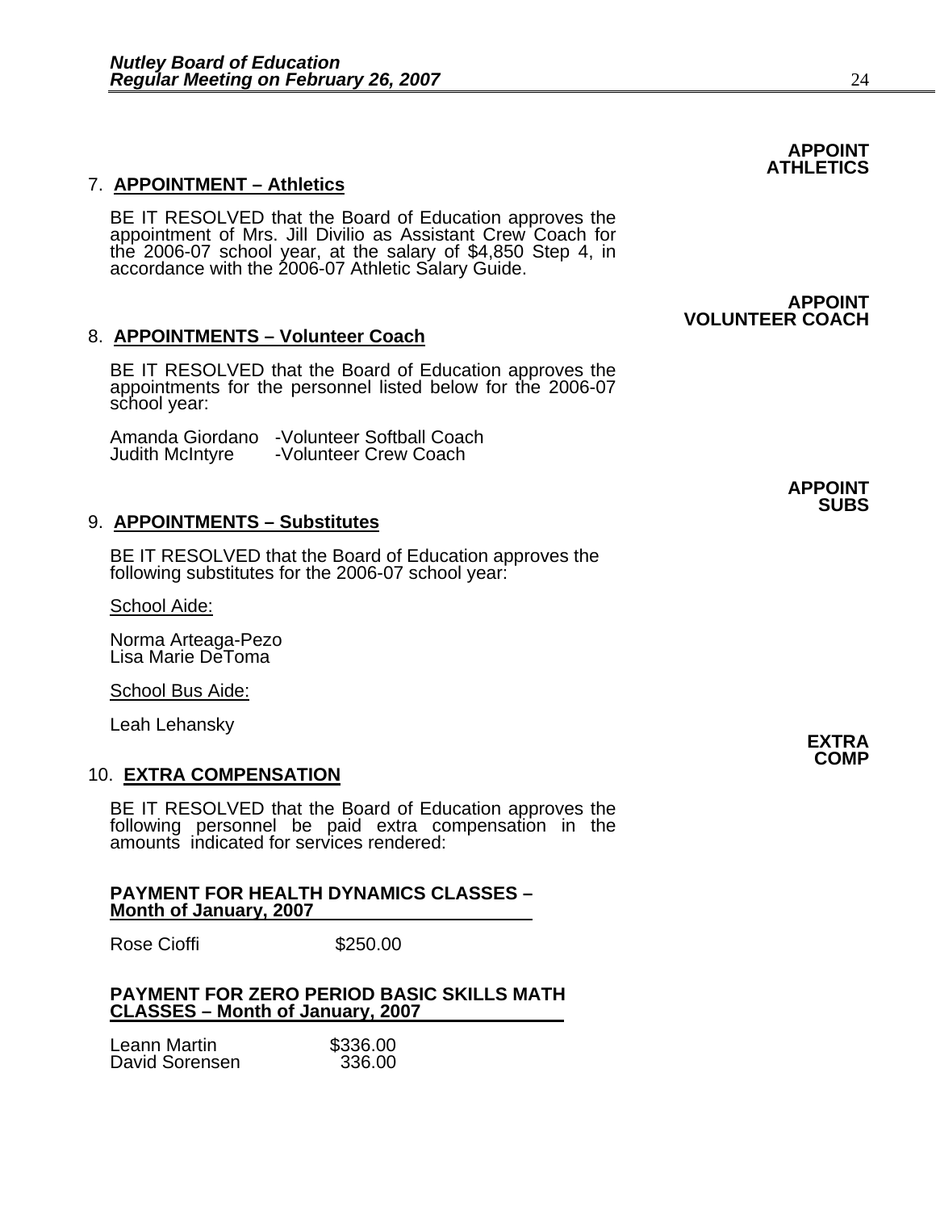**APPOINT ATHLETICS**

7. **APPOINTMENT – Athletics**

BE IT RESOLVED that the Board of Education approves the appointment of Mrs. Jill Divilio as Assistant Crew Coach for the 2006-07 school year, at the salary of $4,850 Step 4, in accordance with the 2006-07 Athletic Salary Guide.

**APPOINT VOLUNTEER COACH**

8. **APPOINTMENTS – Volunteer Coach**

BE IT RESOLVED that the Board of Education approves the appointments for the personnel listed below for the 2006-07 school year:

Amanda Giordano -Volunteer Softball Coach
Judith McIntyre -Volunteer Crew Coach

**APPOINT SUBS**

9. **APPOINTMENTS – Substitutes**

BE IT RESOLVED that the Board of Education approves the following substitutes for the 2006-07 school year:

School Aide:

Norma Arteaga-Pezo
Lisa Marie DeToma

School Bus Aide:

Leah Lehansky

**EXTRA COMP**

10. **EXTRA COMPENSATION**

BE IT RESOLVED that the Board of Education approves the following personnel be paid extra compensation in the amounts indicated for services rendered:

**PAYMENT FOR HEALTH DYNAMICS CLASSES – Month of January, 2007**

Rose Cioffi $250.00

**PAYMENT FOR ZERO PERIOD BASIC SKILLS MATH CLASSES – Month of January, 2007**

Leann Martin $336.00
David Sorensen 336.00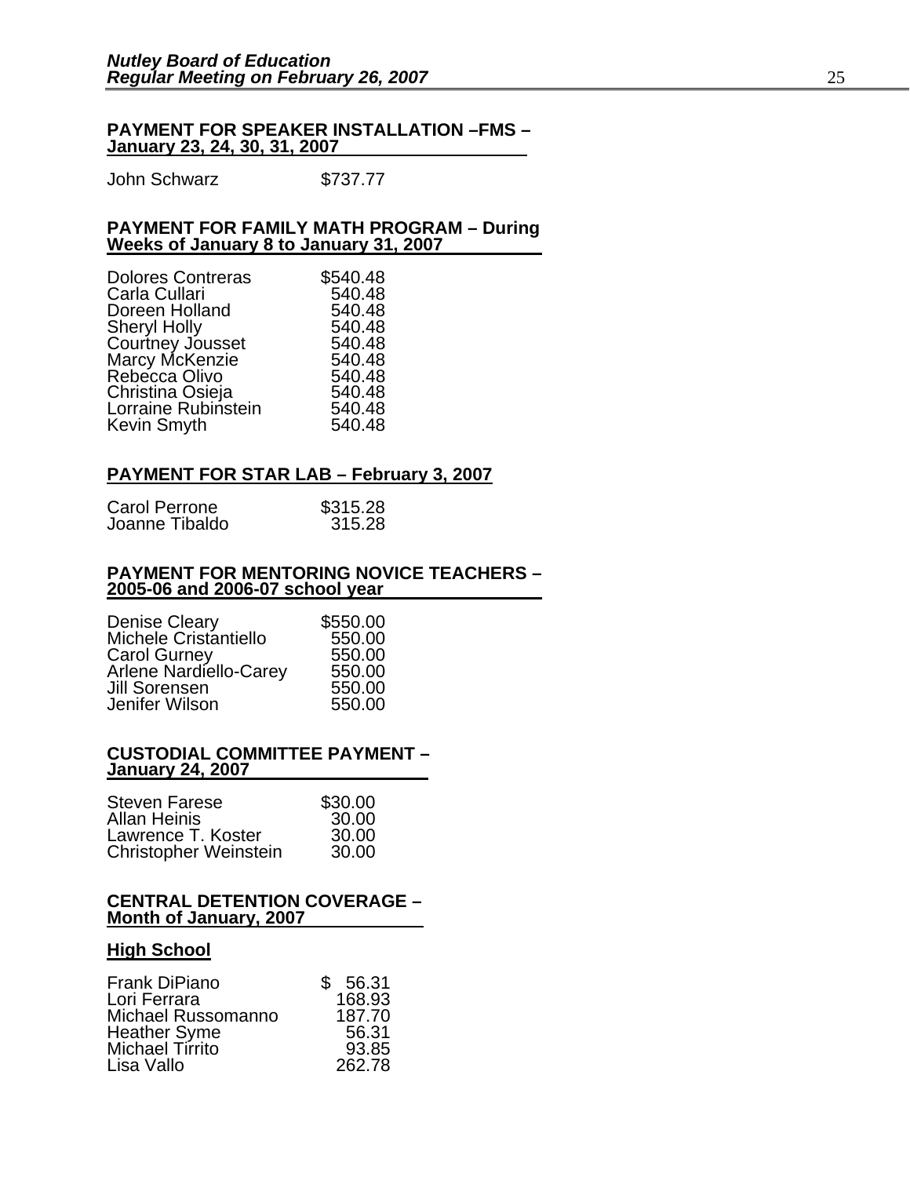**PAYMENT FOR SPEAKER INSTALLATION –FMS – January 23, 24, 30, 31, 2007**

| | |
|---|---|
| John Schwarz | $737.77 |

**PAYMENT FOR FAMILY MATH PROGRAM – During Weeks of January 8 to January 31, 2007**

| | |
|---|---|
| Dolores Contreras | $540.48 |
| Carla Cullari | 540.48 |
| Doreen Holland | 540.48 |
| Sheryl Holly | 540.48 |
| Courtney Jousset | 540.48 |
| Marcy McKenzie | 540.48 |
| Rebecca Olivo | 540.48 |
| Christina Osieja | 540.48 |
| Lorraine Rubinstein | 540.48 |
| Kevin Smyth | 540.48 |

**PAYMENT FOR STAR LAB – February 3, 2007**

| | |
|---|---|
| Carol Perrone | $315.28 |
| Joanne Tibaldo | 315.28 |

**PAYMENT FOR MENTORING NOVICE TEACHERS – 2005-06 and 2006-07 school year**

| | |
|---|---|
| Denise Cleary | $550.00 |
| Michele Cristantiello | 550.00 |
| Carol Gurney | 550.00 |
| Arlene Nardiello-Carey | 550.00 |
| Jill Sorensen | 550.00 |
| Jenifer Wilson | 550.00 |

**CUSTODIAL COMMITTEE PAYMENT – January 24, 2007**

| | |
|---|---|
| Steven Farese | $30.00 |
| Allan Heinis | 30.00 |
| Lawrence T. Koster | 30.00 |
| Christopher Weinstein | 30.00 |

**CENTRAL DETENTION COVERAGE – Month of January, 2007**

**High School**

| | |
|---|---|
| Frank DiPiano | $ 56.31 |
| Lori Ferrara | 168.93 |
| Michael Russomanno | 187.70 |
| Heather Syme | 56.31 |
| Michael Tirrito | 93.85 |
| Lisa Vallo | 262.78 |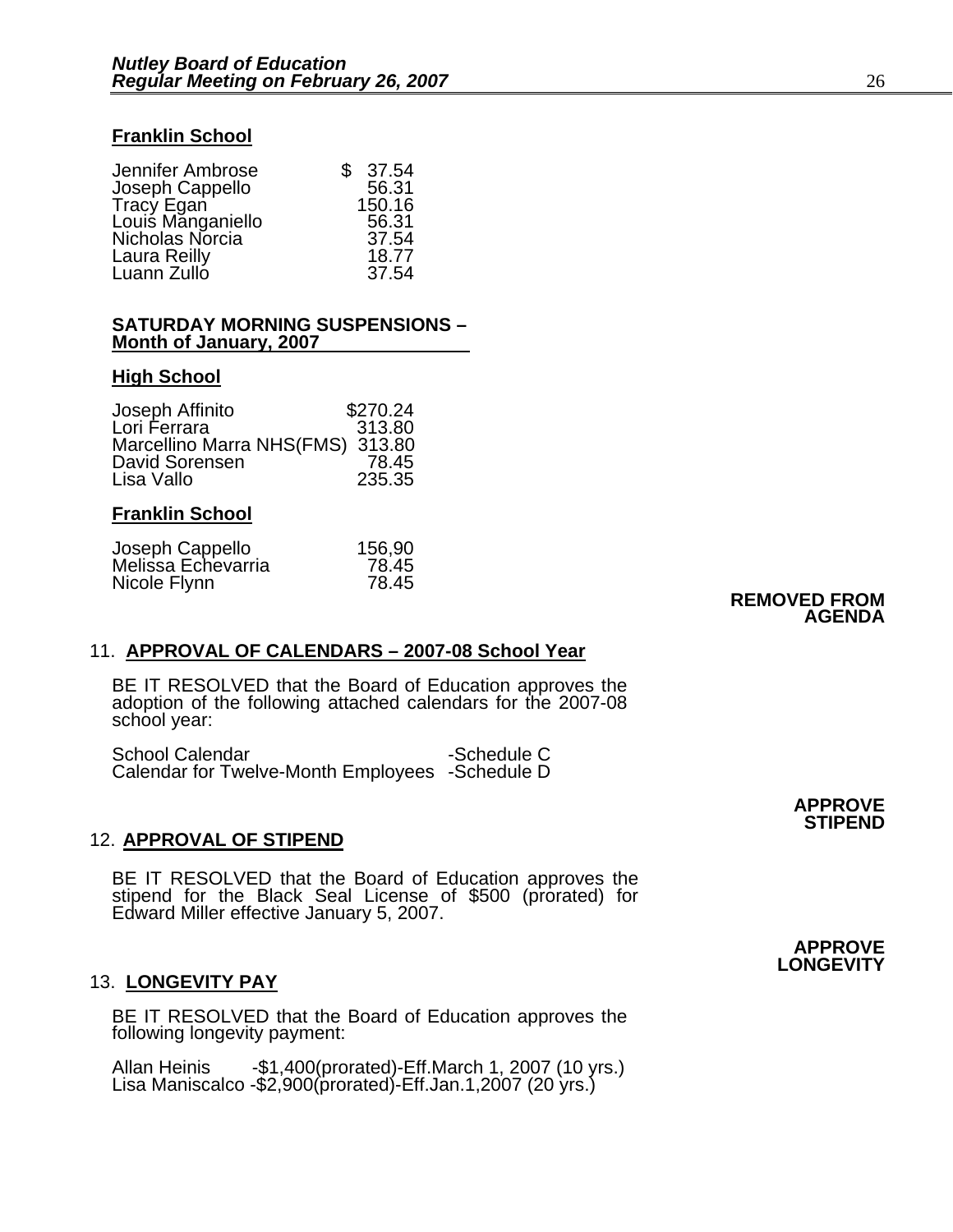**Franklin School**

| | |
|---|---|
| Jennifer Ambrose | $ 37.54 |
| Joseph Cappello | 56.31 |
| Tracy Egan | 150.16 |
| Louis Manganiello | 56.31 |
| Nicholas Norcia | 37.54 |
| Laura Reilly | 18.77 |
| Luann Zullo | 37.54 |

**SATURDAY MORNING SUSPENSIONS – Month of January, 2007**

**High School**

| | |
|---|---|
| Joseph Affinito | $270.24 |
| Lori Ferrara | 313.80 |
| Marcellino Marra NHS(FMS) | 313.80 |
| David Sorensen | 78.45 |
| Lisa Vallo | 235.35 |

**Franklin School**

| | |
|---|---|
| Joseph Cappello | 156,90 |
| Melissa Echevarria | 78.45 |
| Nicole Flynn | 78.45 |

**REMOVED FROM AGENDA**

11. **APPROVAL OF CALENDARS – 2007-08 School Year**

BE IT RESOLVED that the Board of Education approves the adoption of the following attached calendars for the 2007-08 school year:

School Calendar -Schedule C
Calendar for Twelve-Month Employees -Schedule D

**APPROVE STIPEND**

12. **APPROVAL OF STIPEND**

BE IT RESOLVED that the Board of Education approves the stipend for the Black Seal License of $500 (prorated) for Edward Miller effective January 5, 2007.

**APPROVE LONGEVITY**

13. **LONGEVITY PAY**

BE IT RESOLVED that the Board of Education approves the following longevity payment:

Allan Heinis -$1,400(prorated)-Eff.March 1, 2007 (10 yrs.)
Lisa Maniscalco -$2,900(prorated)-Eff.Jan.1,2007 (20 yrs.)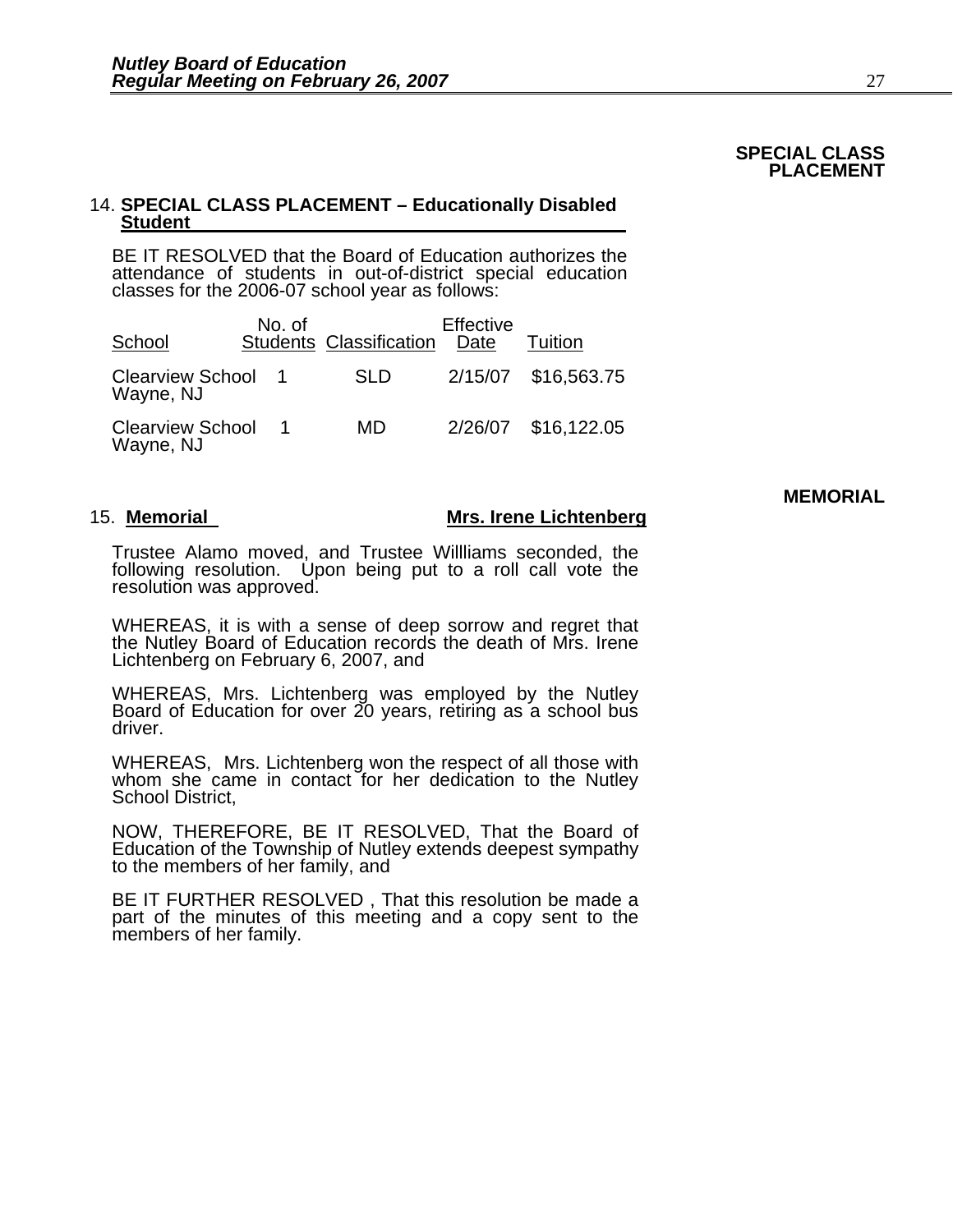**SPECIAL CLASS PLACEMENT**

14. **SPECIAL CLASS PLACEMENT – Educationally Disabled Student**

BE IT RESOLVED that the Board of Education authorizes the attendance of students in out-of-district special education classes for the 2006-07 school year as follows:

| School | No. of Students | Classification | Effective Date | Tuition |
|---|---|---|---|---|
| Clearview School Wayne, NJ | 1 | SLD | 2/15/07 | $16,563.75 |
| Clearview School Wayne, NJ | 1 | MD | 2/26/07 | $16,122.05 |

**MEMORIAL**

15. **Memorial** **Mrs. Irene Lichtenberg**

Trustee Alamo moved, and Trustee Willliams seconded, the following resolution. Upon being put to a roll call vote the resolution was approved.

WHEREAS, it is with a sense of deep sorrow and regret that the Nutley Board of Education records the death of Mrs. Irene Lichtenberg on February 6, 2007, and

WHEREAS, Mrs. Lichtenberg was employed by the Nutley Board of Education for over 20 years, retiring as a school bus driver.

WHEREAS, Mrs. Lichtenberg won the respect of all those with whom she came in contact for her dedication to the Nutley School District,

NOW, THEREFORE, BE IT RESOLVED, That the Board of Education of the Township of Nutley extends deepest sympathy to the members of her family, and

BE IT FURTHER RESOLVED , That this resolution be made a part of the minutes of this meeting and a copy sent to the members of her family.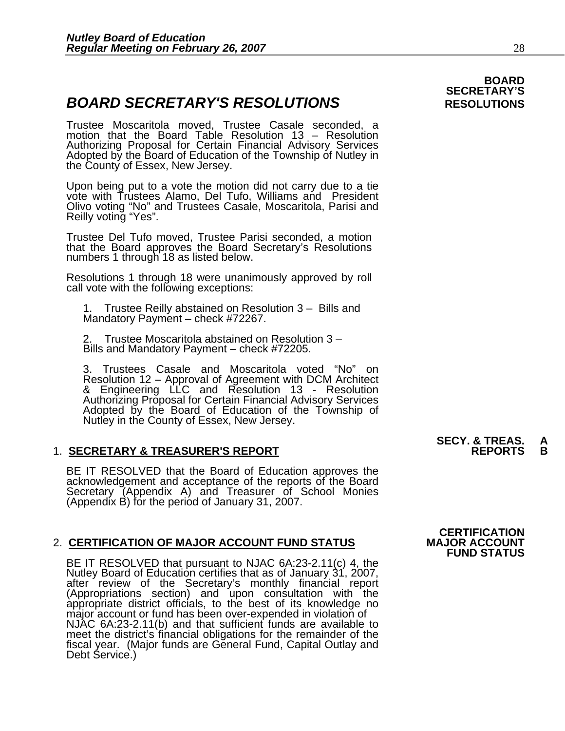**BOARD SECRETARY'S RESOLUTIONS**

# *BOARD SECRETARY'S RESOLUTIONS*

Trustee Moscaritola moved, Trustee Casale seconded, a motion that the Board Table Resolution 13 – Resolution Authorizing Proposal for Certain Financial Advisory Services Adopted by the Board of Education of the Township of Nutley in the County of Essex, New Jersey.

Upon being put to a vote the motion did not carry due to a tie vote with Trustees Alamo, Del Tufo, Williams and President Olivo voting "No" and Trustees Casale, Moscaritola, Parisi and Reilly voting "Yes".

Trustee Del Tufo moved, Trustee Parisi seconded, a motion that the Board approves the Board Secretary's Resolutions numbers 1 through 18 as listed below.

Resolutions 1 through 18 were unanimously approved by roll call vote with the following exceptions:

1. Trustee Reilly abstained on Resolution 3 – Bills and Mandatory Payment – check #72267.

2. Trustee Moscaritola abstained on Resolution 3 – Bills and Mandatory Payment – check #72205.

3. Trustees Casale and Moscaritola voted "No" on Resolution 12 – Approval of Agreement with DCM Architect & Engineering LLC and Resolution 13 - Resolution Authorizing Proposal for Certain Financial Advisory Services Adopted by the Board of Education of the Township of Nutley in the County of Essex, New Jersey.

**SECY. & TREAS. REPORTS A B**

1. **SECRETARY & TREASURER'S REPORT**

BE IT RESOLVED that the Board of Education approves the acknowledgement and acceptance of the reports of the Board Secretary (Appendix A) and Treasurer of School Monies (Appendix B) for the period of January 31, 2007.

**CERTIFICATION MAJOR ACCOUNT FUND STATUS**

2. **CERTIFICATION OF MAJOR ACCOUNT FUND STATUS**

BE IT RESOLVED that pursuant to NJAC 6A:23-2.11(c) 4, the Nutley Board of Education certifies that as of January 31, 2007, after review of the Secretary's monthly financial report (Appropriations section) and upon consultation with the appropriate district officials, to the best of its knowledge no major account or fund has been over-expended in violation of NJAC 6A:23-2.11(b) and that sufficient funds are available to meet the district's financial obligations for the remainder of the fiscal year. (Major funds are General Fund, Capital Outlay and Debt Service.)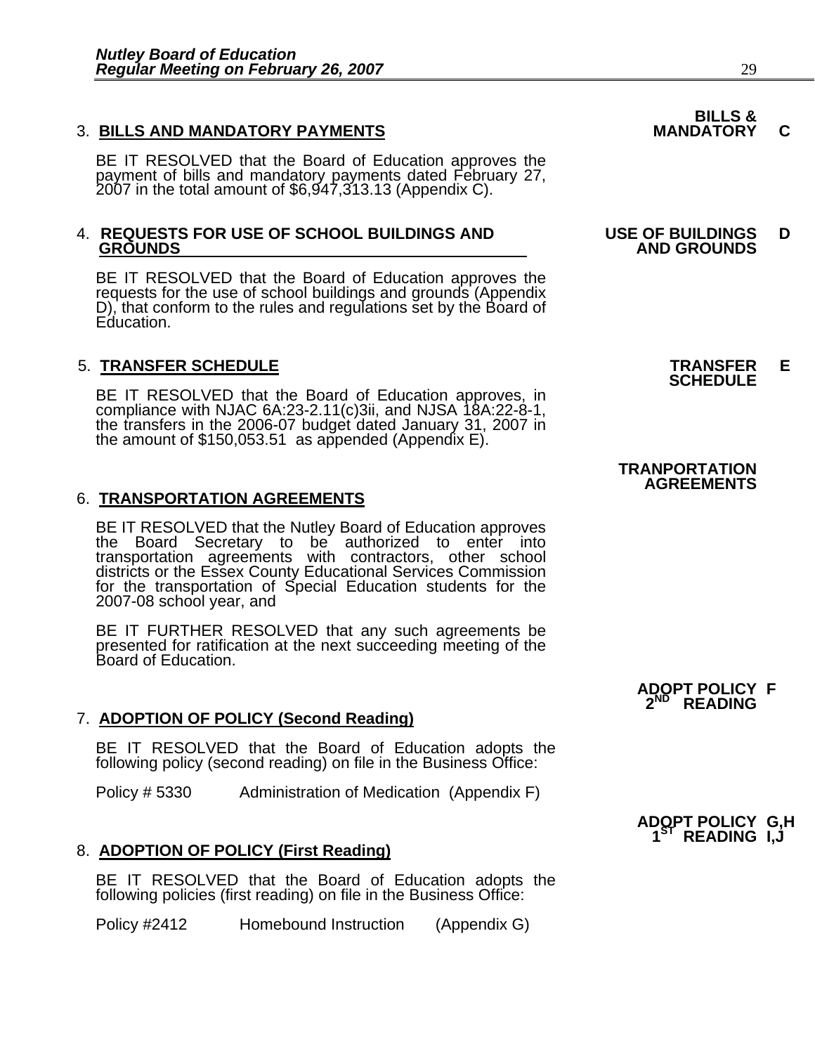**BILLS & MANDATORY C**

3. **BILLS AND MANDATORY PAYMENTS**

   BE IT RESOLVED that the Board of Education approves the payment of bills and mandatory payments dated February 27, 2007 in the total amount of $6,947,313.13 (Appendix C).

**USE OF BUILDINGS AND GROUNDS D**

4. **REQUESTS FOR USE OF SCHOOL BUILDINGS AND GROUNDS**

   BE IT RESOLVED that the Board of Education approves the requests for the use of school buildings and grounds (Appendix D), that conform to the rules and regulations set by the Board of Education.

**TRANSFER SCHEDULE E**

5. **TRANSFER SCHEDULE**

   BE IT RESOLVED that the Board of Education approves, in compliance with NJAC 6A:23-2.11(c)3ii, and NJSA 18A:22-8-1, the transfers in the 2006-07 budget dated January 31, 2007 in the amount of $150,053.51 as appended (Appendix E).

**TRANPORTATION AGREEMENTS**

6. **TRANSPORTATION AGREEMENTS**

   BE IT RESOLVED that the Nutley Board of Education approves the Board Secretary to be authorized to enter into transportation agreements with contractors, other school districts or the Essex County Educational Services Commission for the transportation of Special Education students for the 2007-08 school year, and

   BE IT FURTHER RESOLVED that any such agreements be presented for ratification at the next succeeding meeting of the Board of Education.

**ADOPT POLICY 2ND READING F**

7. **ADOPTION OF POLICY (Second Reading)**

   BE IT RESOLVED that the Board of Education adopts the following policy (second reading) on file in the Business Office:

   Policy # 5330 Administration of Medication (Appendix F)

**ADOPT POLICY 1ST READING G,H I,J**

8. **ADOPTION OF POLICY (First Reading)**

   BE IT RESOLVED that the Board of Education adopts the following policies (first reading) on file in the Business Office:

   Policy #2412 Homebound Instruction (Appendix G)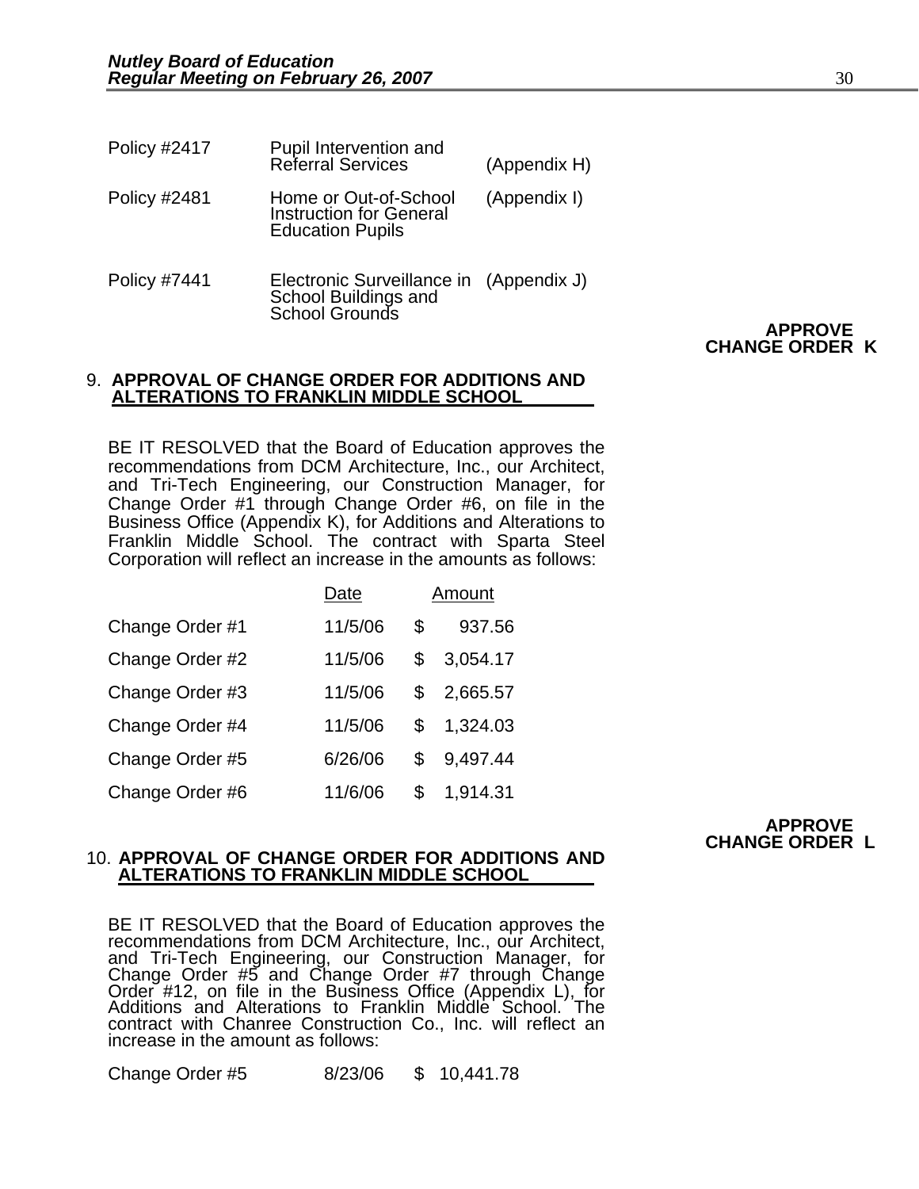| | | |
|---|---|---|
| Policy #2417 | Pupil Intervention and Referral Services | (Appendix H) |
| Policy #2481 | Home or Out-of-School Instruction for General Education Pupils | (Appendix I) |
| Policy #7441 | Electronic Surveillance in School Buildings and School Grounds | (Appendix J) |

**APPROVE CHANGE ORDER K**

9. **APPROVAL OF CHANGE ORDER FOR ADDITIONS AND ALTERATIONS TO FRANKLIN MIDDLE SCHOOL**

BE IT RESOLVED that the Board of Education approves the recommendations from DCM Architecture, Inc., our Architect, and Tri-Tech Engineering, our Construction Manager, for Change Order #1 through Change Order #6, on file in the Business Office (Appendix K), for Additions and Alterations to Franklin Middle School. The contract with Sparta Steel Corporation will reflect an increase in the amounts as follows:

| | Date | Amount |
|---|---|---|
| Change Order #1 | 11/5/06 | $ 937.56 |
| Change Order #2 | 11/5/06 | $ 3,054.17 |
| Change Order #3 | 11/5/06 | $ 2,665.57 |
| Change Order #4 | 11/5/06 | $ 1,324.03 |
| Change Order #5 | 6/26/06 | $ 9,497.44 |
| Change Order #6 | 11/6/06 | $ 1,914.31 |

**APPROVE CHANGE ORDER L**

10. **APPROVAL OF CHANGE ORDER FOR ADDITIONS AND ALTERATIONS TO FRANKLIN MIDDLE SCHOOL**

BE IT RESOLVED that the Board of Education approves the recommendations from DCM Architecture, Inc., our Architect, and Tri-Tech Engineering, our Construction Manager, for Change Order #5 and Change Order #7 through Change Order #12, on file in the Business Office (Appendix L), for Additions and Alterations to Franklin Middle School. The contract with Chanree Construction Co., Inc. will reflect an increase in the amount as follows:

| | | |
|---|---|---|
| Change Order #5 | 8/23/06 | $ 10,441.78 |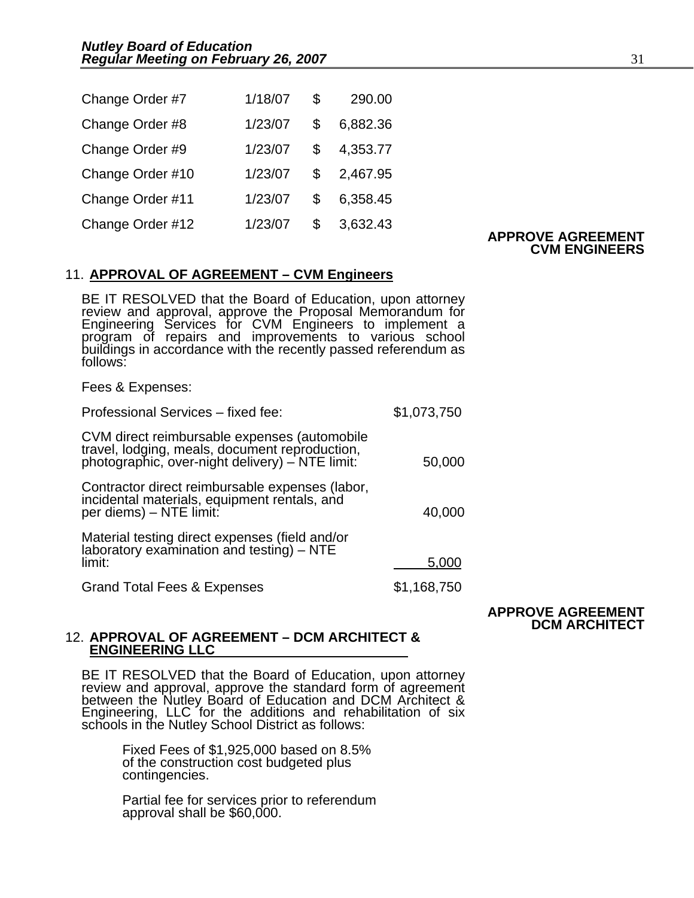| | | | |
|---|---|---|---|
| Change Order #7 | 1/18/07 | $ | 290.00 |
| Change Order #8 | 1/23/07 | $ | 6,882.36 |
| Change Order #9 | 1/23/07 | $ | 4,353.77 |
| Change Order #10 | 1/23/07 | $ | 2,467.95 |
| Change Order #11 | 1/23/07 | $ | 6,358.45 |
| Change Order #12 | 1/23/07 | $ | 3,632.43 |

**APPROVE AGREEMENT CVM ENGINEERS**

11. **APPROVAL OF AGREEMENT – CVM Engineers**

BE IT RESOLVED that the Board of Education, upon attorney review and approval, approve the Proposal Memorandum for Engineering Services for CVM Engineers to implement a program of repairs and improvements to various school buildings in accordance with the recently passed referendum as follows:

Fees & Expenses:

| | |
|---|---|
| Professional Services – fixed fee: | $1,073,750 |
| CVM direct reimbursable expenses (automobile travel, lodging, meals, document reproduction, photographic, over-night delivery) – NTE limit: | 50,000 |
| Contractor direct reimbursable expenses (labor, incidental materials, equipment rentals, and per diems) – NTE limit: | 40,000 |
| Material testing direct expenses (field and/or laboratory examination and testing) – NTE limit: | 5,000 |
| Grand Total Fees & Expenses | $1,168,750 |

**APPROVE AGREEMENT DCM ARCHITECT**

12. **APPROVAL OF AGREEMENT – DCM ARCHITECT & ENGINEERING LLC**

BE IT RESOLVED that the Board of Education, upon attorney review and approval, approve the standard form of agreement between the Nutley Board of Education and DCM Architect & Engineering, LLC for the additions and rehabilitation of six schools in the Nutley School District as follows:

Fixed Fees of $1,925,000 based on 8.5% of the construction cost budgeted plus contingencies.

Partial fee for services prior to referendum approval shall be $60,000.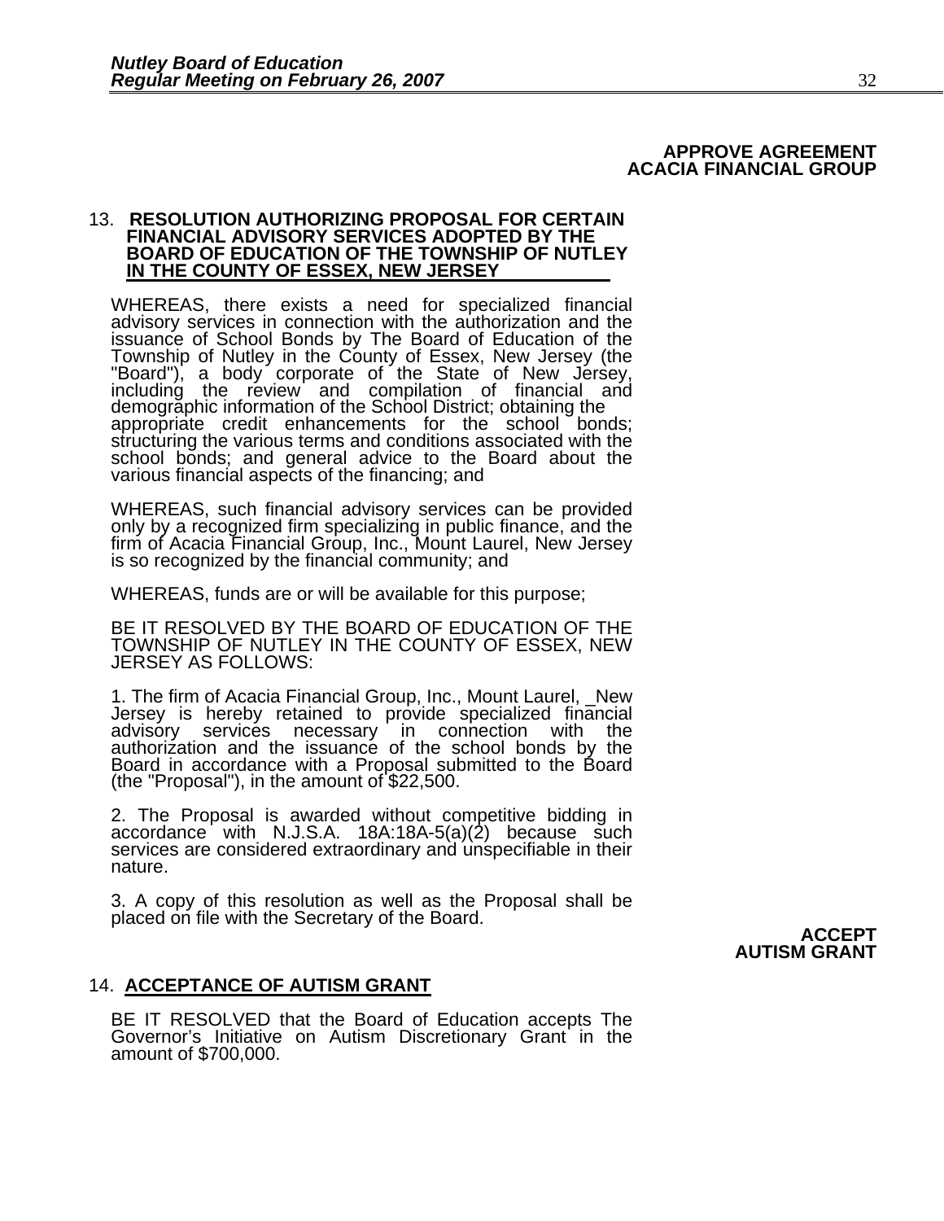**APPROVE AGREEMENT**
**ACACIA FINANCIAL GROUP**

13. **RESOLUTION AUTHORIZING PROPOSAL FOR CERTAIN FINANCIAL ADVISORY SERVICES ADOPTED BY THE BOARD OF EDUCATION OF THE TOWNSHIP OF NUTLEY IN THE COUNTY OF ESSEX, NEW JERSEY**

WHEREAS, there exists a need for specialized financial advisory services in connection with the authorization and the issuance of School Bonds by The Board of Education of the Township of Nutley in the County of Essex, New Jersey (the "Board"), a body corporate of the State of New Jersey, including the review and compilation of financial and demographic information of the School District; obtaining the appropriate credit enhancements for the school bonds; structuring the various terms and conditions associated with the school bonds; and general advice to the Board about the various financial aspects of the financing; and

WHEREAS, such financial advisory services can be provided only by a recognized firm specializing in public finance, and the firm of Acacia Financial Group, Inc., Mount Laurel, New Jersey is so recognized by the financial community; and

WHEREAS, funds are or will be available for this purpose;

BE IT RESOLVED BY THE BOARD OF EDUCATION OF THE TOWNSHIP OF NUTLEY IN THE COUNTY OF ESSEX, NEW JERSEY AS FOLLOWS:

1. The firm of Acacia Financial Group, Inc., Mount Laurel, _New Jersey is hereby retained to provide specialized financial advisory services necessary in connection with the authorization and the issuance of the school bonds by the Board in accordance with a Proposal submitted to the Board (the "Proposal"), in the amount of $22,500.

2. The Proposal is awarded without competitive bidding in accordance with N.J.S.A. 18A:18A-5(a)(2) because such services are considered extraordinary and unspecifiable in their nature.

3. A copy of this resolution as well as the Proposal shall be placed on file with the Secretary of the Board.

**ACCEPT**
**AUTISM GRANT**

14. **ACCEPTANCE OF AUTISM GRANT**

BE IT RESOLVED that the Board of Education accepts The Governor's Initiative on Autism Discretionary Grant in the amount of $700,000.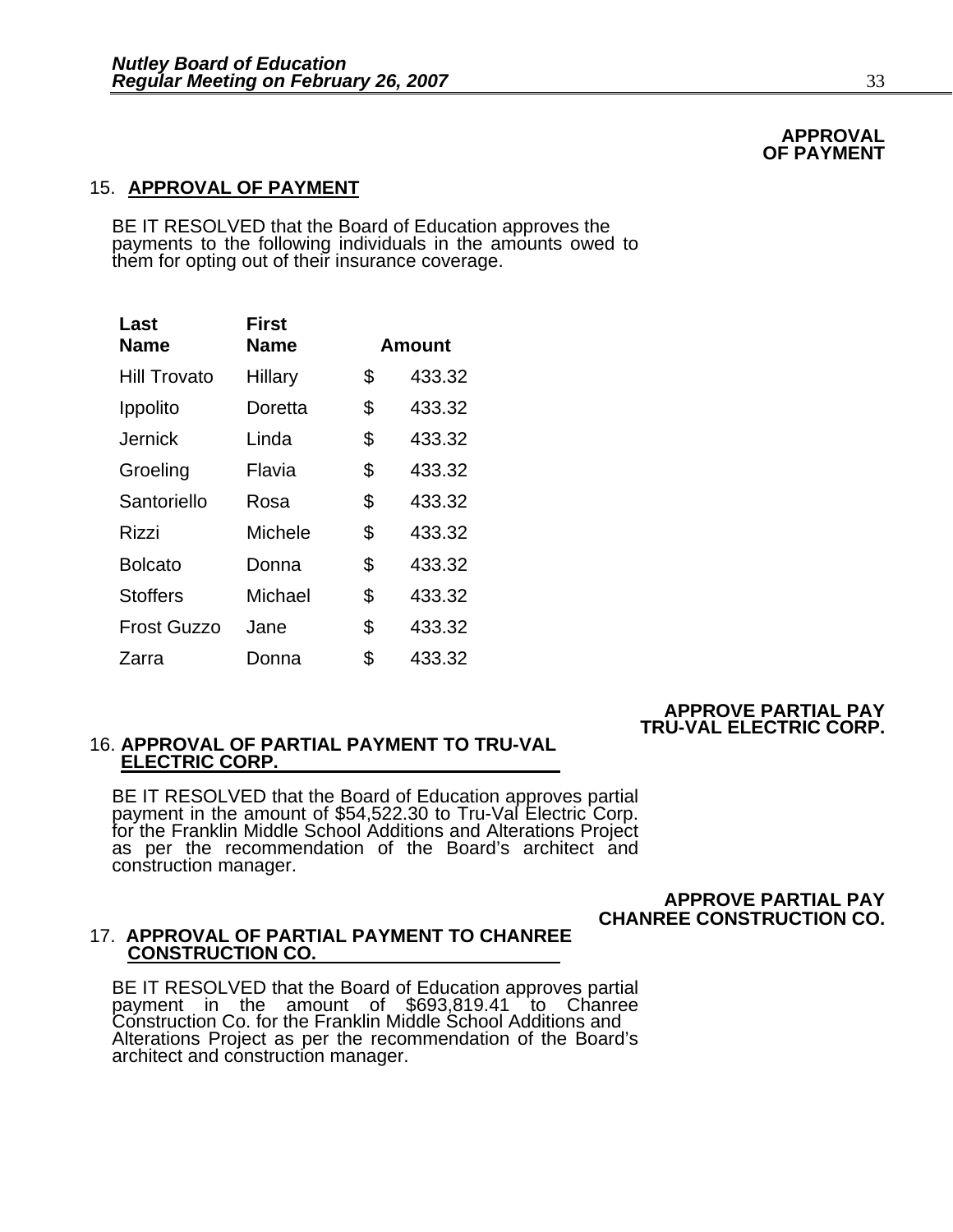**APPROVAL OF PAYMENT**

15. **APPROVAL OF PAYMENT**

BE IT RESOLVED that the Board of Education approves the payments to the following individuals in the amounts owed to them for opting out of their insurance coverage.

| Last Name | First Name | Amount |
|---|---|---|
| Hill Trovato | Hillary | $ 433.32 |
| Ippolito | Doretta | $ 433.32 |
| Jernick | Linda | $ 433.32 |
| Groeling | Flavia | $ 433.32 |
| Santoriello | Rosa | $ 433.32 |
| Rizzi | Michele | $ 433.32 |
| Bolcato | Donna | $ 433.32 |
| Stoffers | Michael | $ 433.32 |
| Frost Guzzo | Jane | $ 433.32 |
| Zarra | Donna | $ 433.32 |

**APPROVE PARTIAL PAY TRU-VAL ELECTRIC CORP.**

16. **APPROVAL OF PARTIAL PAYMENT TO TRU-VAL ELECTRIC CORP.**

BE IT RESOLVED that the Board of Education approves partial payment in the amount of $54,522.30 to Tru-Val Electric Corp. for the Franklin Middle School Additions and Alterations Project as per the recommendation of the Board's architect and construction manager.

**APPROVE PARTIAL PAY CHANREE CONSTRUCTION CO.**

17. **APPROVAL OF PARTIAL PAYMENT TO CHANREE CONSTRUCTION CO.**

BE IT RESOLVED that the Board of Education approves partial payment in the amount of $693,819.41 to Chanree Construction Co. for the Franklin Middle School Additions and Alterations Project as per the recommendation of the Board's architect and construction manager.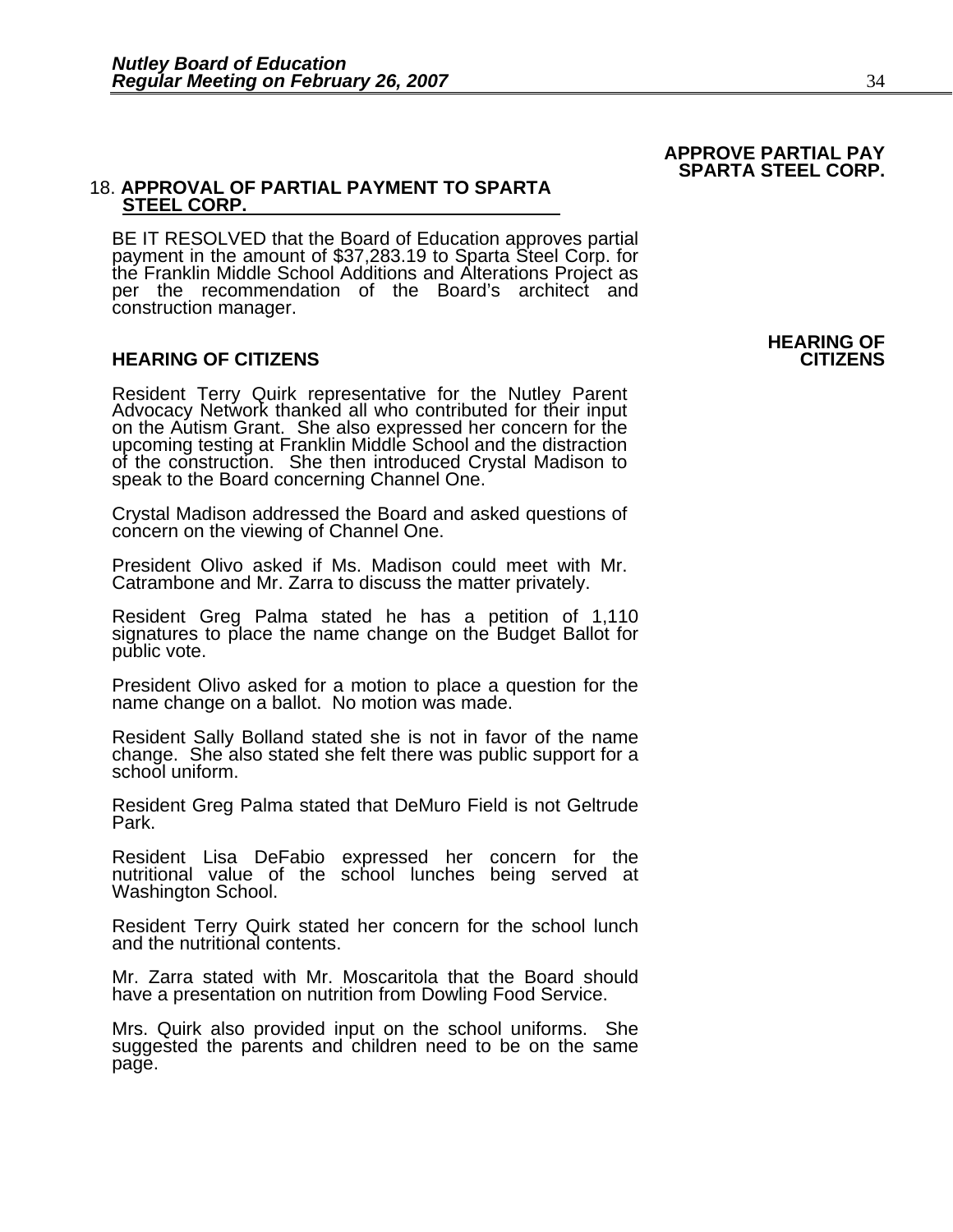**APPROVE PARTIAL PAY SPARTA STEEL CORP.**

18. **APPROVAL OF PARTIAL PAYMENT TO SPARTA STEEL CORP.**

BE IT RESOLVED that the Board of Education approves partial payment in the amount of $37,283.19 to Sparta Steel Corp. for the Franklin Middle School Additions and Alterations Project as per the recommendation of the Board's architect and construction manager.

**HEARING OF CITIZENS**

**HEARING OF CITIZENS**

Resident Terry Quirk representative for the Nutley Parent Advocacy Network thanked all who contributed for their input on the Autism Grant. She also expressed her concern for the upcoming testing at Franklin Middle School and the distraction of the construction. She then introduced Crystal Madison to speak to the Board concerning Channel One.

Crystal Madison addressed the Board and asked questions of concern on the viewing of Channel One.

President Olivo asked if Ms. Madison could meet with Mr. Catrambone and Mr. Zarra to discuss the matter privately.

Resident Greg Palma stated he has a petition of 1,110 signatures to place the name change on the Budget Ballot for public vote.

President Olivo asked for a motion to place a question for the name change on a ballot. No motion was made.

Resident Sally Bolland stated she is not in favor of the name change. She also stated she felt there was public support for a school uniform.

Resident Greg Palma stated that DeMuro Field is not Geltrude Park.

Resident Lisa DeFabio expressed her concern for the nutritional value of the school lunches being served at Washington School.

Resident Terry Quirk stated her concern for the school lunch and the nutritional contents.

Mr. Zarra stated with Mr. Moscaritola that the Board should have a presentation on nutrition from Dowling Food Service.

Mrs. Quirk also provided input on the school uniforms. She suggested the parents and children need to be on the same page.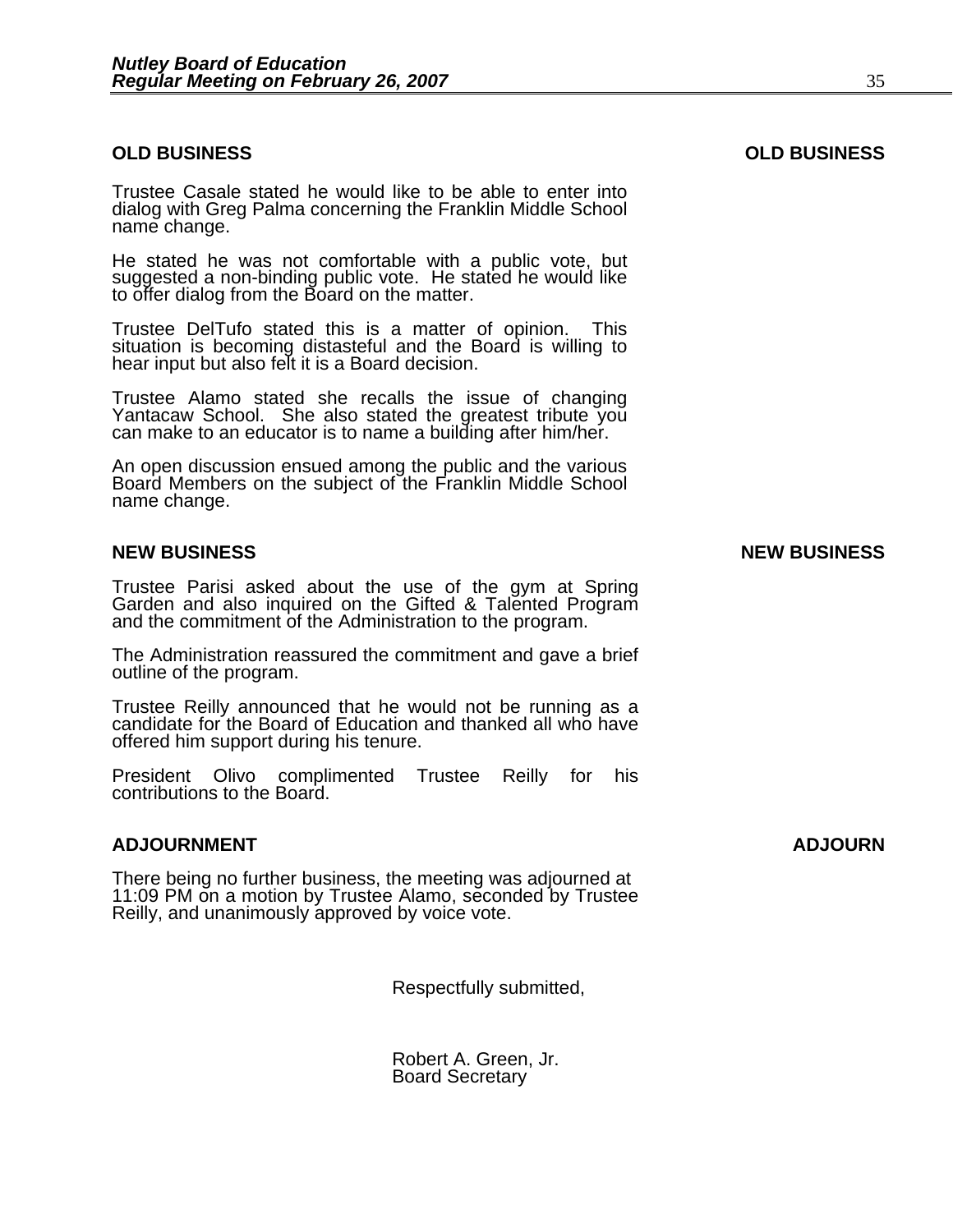## OLD BUSINESS

**OLD BUSINESS**

Trustee Casale stated he would like to be able to enter into dialog with Greg Palma concerning the Franklin Middle School name change.

He stated he was not comfortable with a public vote, but suggested a non-binding public vote. He stated he would like to offer dialog from the Board on the matter.

Trustee DelTufo stated this is a matter of opinion. This situation is becoming distasteful and the Board is willing to hear input but also felt it is a Board decision.

Trustee Alamo stated she recalls the issue of changing Yantacaw School. She also stated the greatest tribute you can make to an educator is to name a building after him/her.

An open discussion ensued among the public and the various Board Members on the subject of the Franklin Middle School name change.

## NEW BUSINESS

**NEW BUSINESS**

Trustee Parisi asked about the use of the gym at Spring Garden and also inquired on the Gifted & Talented Program and the commitment of the Administration to the program.

The Administration reassured the commitment and gave a brief outline of the program.

Trustee Reilly announced that he would not be running as a candidate for the Board of Education and thanked all who have offered him support during his tenure.

President Olivo complimented Trustee Reilly for his contributions to the Board.

## ADJOURNMENT

**ADJOURN**

There being no further business, the meeting was adjourned at 11:09 PM on a motion by Trustee Alamo, seconded by Trustee Reilly, and unanimously approved by voice vote.

Respectfully submitted,

Robert A. Green, Jr.
Board Secretary